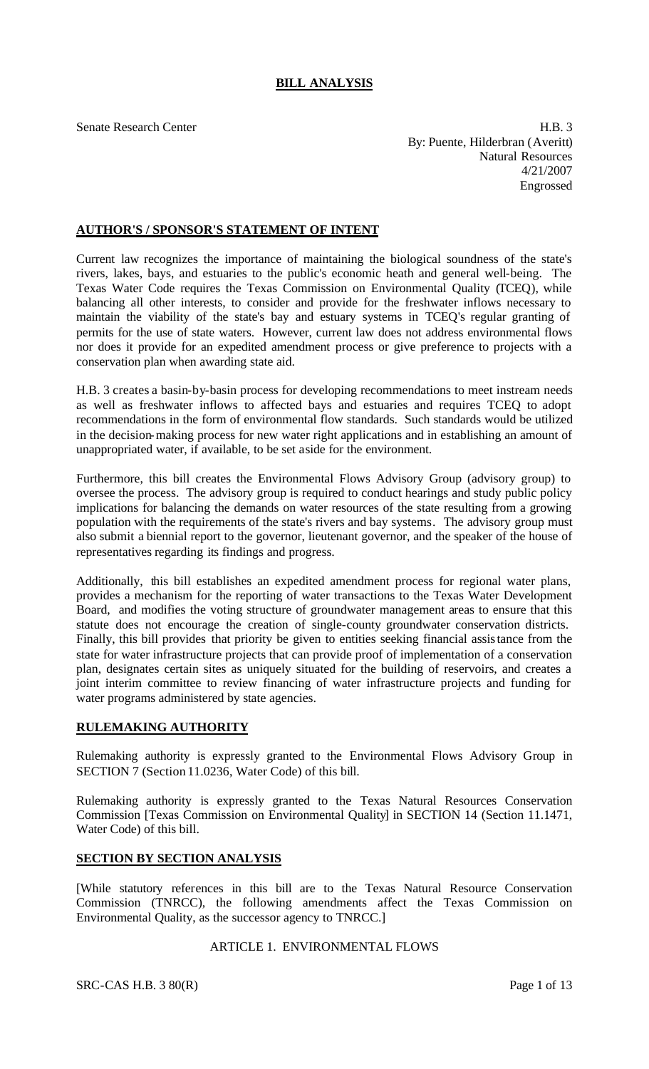# BILL ANALYSIS

Senate Research Center

H.B. 3
By: Puente, Hilderbran (Averitt)
Natural Resources
4/21/2007
Engrossed

## AUTHOR'S / SPONSOR'S STATEMENT OF INTENT

Current law recognizes the importance of maintaining the biological soundness of the state's rivers, lakes, bays, and estuaries to the public's economic heath and general well-being. The Texas Water Code requires the Texas Commission on Environmental Quality (TCEQ), while balancing all other interests, to consider and provide for the freshwater inflows necessary to maintain the viability of the state's bay and estuary systems in TCEQ's regular granting of permits for the use of state waters. However, current law does not address environmental flows nor does it provide for an expedited amendment process or give preference to projects with a conservation plan when awarding state aid.

H.B. 3 creates a basin-by-basin process for developing recommendations to meet instream needs as well as freshwater inflows to affected bays and estuaries and requires TCEQ to adopt recommendations in the form of environmental flow standards. Such standards would be utilized in the decision-making process for new water right applications and in establishing an amount of unappropriated water, if available, to be set aside for the environment.

Furthermore, this bill creates the Environmental Flows Advisory Group (advisory group) to oversee the process. The advisory group is required to conduct hearings and study public policy implications for balancing the demands on water resources of the state resulting from a growing population with the requirements of the state's rivers and bay systems. The advisory group must also submit a biennial report to the governor, lieutenant governor, and the speaker of the house of representatives regarding its findings and progress.

Additionally, this bill establishes an expedited amendment process for regional water plans, provides a mechanism for the reporting of water transactions to the Texas Water Development Board, and modifies the voting structure of groundwater management areas to ensure that this statute does not encourage the creation of single-county groundwater conservation districts. Finally, this bill provides that priority be given to entities seeking financial assistance from the state for water infrastructure projects that can provide proof of implementation of a conservation plan, designates certain sites as uniquely situated for the building of reservoirs, and creates a joint interim committee to review financing of water infrastructure projects and funding for water programs administered by state agencies.

## RULEMAKING AUTHORITY

Rulemaking authority is expressly granted to the Environmental Flows Advisory Group in SECTION 7 (Section 11.0236, Water Code) of this bill.

Rulemaking authority is expressly granted to the Texas Natural Resources Conservation Commission [Texas Commission on Environmental Quality] in SECTION 14 (Section 11.1471, Water Code) of this bill.

## SECTION BY SECTION ANALYSIS

[While statutory references in this bill are to the Texas Natural Resource Conservation Commission (TNRCC), the following amendments affect the Texas Commission on Environmental Quality, as the successor agency to TNRCC.]

ARTICLE 1. ENVIRONMENTAL FLOWS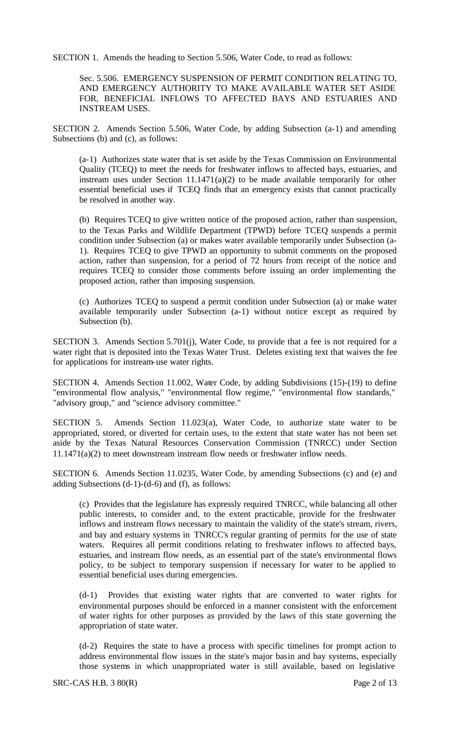SECTION 1. Amends the heading to Section 5.506, Water Code, to read as follows:

> Sec. 5.506. EMERGENCY SUSPENSION OF PERMIT CONDITION RELATING TO, AND EMERGENCY AUTHORITY TO MAKE AVAILABLE WATER SET ASIDE FOR, BENEFICIAL INFLOWS TO AFFECTED BAYS AND ESTUARIES AND INSTREAM USES.

SECTION 2. Amends Section 5.506, Water Code, by adding Subsection (a-1) and amending Subsections (b) and (c), as follows:

> (a-1) Authorizes state water that is set aside by the Texas Commission on Environmental Quality (TCEQ) to meet the needs for freshwater inflows to affected bays, estuaries, and instream uses under Section 11.1471(a)(2) to be made available temporarily for other essential beneficial uses if TCEQ finds that an emergency exists that cannot practically be resolved in another way.
>
> (b) Requires TCEQ to give written notice of the proposed action, rather than suspension, to the Texas Parks and Wildlife Department (TPWD) before TCEQ suspends a permit condition under Subsection (a) or makes water available temporarily under Subsection (a-1). Requires TCEQ to give TPWD an opportunity to submit comments on the proposed action, rather than suspension, for a period of 72 hours from receipt of the notice and requires TCEQ to consider those comments before issuing an order implementing the proposed action, rather than imposing suspension.
>
> (c) Authorizes TCEQ to suspend a permit condition under Subsection (a) or make water available temporarily under Subsection (a-1) without notice except as required by Subsection (b).

SECTION 3. Amends Section 5.701(j), Water Code, to provide that a fee is not required for a water right that is deposited into the Texas Water Trust. Deletes existing text that waives the fee for applications for instream-use water rights.

SECTION 4. Amends Section 11.002, Water Code, by adding Subdivisions (15)-(19) to define "environmental flow analysis," "environmental flow regime," "environmental flow standards," "advisory group," and "science advisory committee."

SECTION 5. Amends Section 11.023(a), Water Code, to authorize state water to be appropriated, stored, or diverted for certain uses, to the extent that state water has not been set aside by the Texas Natural Resources Conservation Commission (TNRCC) under Section 11.1471(a)(2) to meet downstream instream flow needs or freshwater inflow needs.

SECTION 6. Amends Section 11.0235, Water Code, by amending Subsections (c) and (e) and adding Subsections (d-1)-(d-6) and (f), as follows:

> (c) Provides that the legislature has expressly required TNRCC, while balancing all other public interests, to consider and, to the extent practicable, provide for the freshwater inflows and instream flows necessary to maintain the validity of the state's stream, rivers, and bay and estuary systems in TNRCC's regular granting of permits for the use of state waters. Requires all permit conditions relating to freshwater inflows to affected bays, estuaries, and instream flow needs, as an essential part of the state's environmental flows policy, to be subject to temporary suspension if necessary for water to be applied to essential beneficial uses during emergencies.
>
> (d-1) Provides that existing water rights that are converted to water rights for environmental purposes should be enforced in a manner consistent with the enforcement of water rights for other purposes as provided by the laws of this state governing the appropriation of state water.
>
> (d-2) Requires the state to have a process with specific timelines for prompt action to address environmental flow issues in the state's major basin and bay systems, especially those systems in which unappropriated water is still available, based on legislative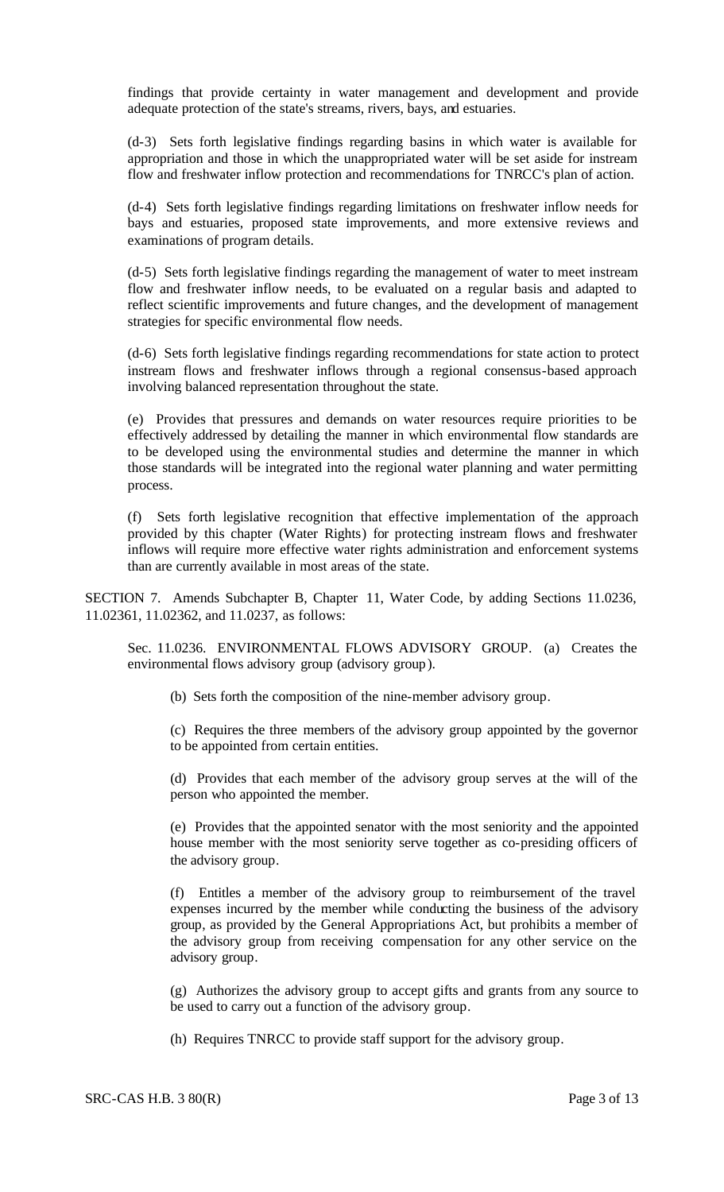findings that provide certainty in water management and development and provide adequate protection of the state's streams, rivers, bays, and estuaries.

(d-3) Sets forth legislative findings regarding basins in which water is available for appropriation and those in which the unappropriated water will be set aside for instream flow and freshwater inflow protection and recommendations for TNRCC's plan of action.

(d-4) Sets forth legislative findings regarding limitations on freshwater inflow needs for bays and estuaries, proposed state improvements, and more extensive reviews and examinations of program details.

(d-5) Sets forth legislative findings regarding the management of water to meet instream flow and freshwater inflow needs, to be evaluated on a regular basis and adapted to reflect scientific improvements and future changes, and the development of management strategies for specific environmental flow needs.

(d-6) Sets forth legislative findings regarding recommendations for state action to protect instream flows and freshwater inflows through a regional consensus-based approach involving balanced representation throughout the state.

(e) Provides that pressures and demands on water resources require priorities to be effectively addressed by detailing the manner in which environmental flow standards are to be developed using the environmental studies and determine the manner in which those standards will be integrated into the regional water planning and water permitting process.

(f) Sets forth legislative recognition that effective implementation of the approach provided by this chapter (Water Rights) for protecting instream flows and freshwater inflows will require more effective water rights administration and enforcement systems than are currently available in most areas of the state.

SECTION 7. Amends Subchapter B, Chapter 11, Water Code, by adding Sections 11.0236, 11.02361, 11.02362, and 11.0237, as follows:

Sec. 11.0236. ENVIRONMENTAL FLOWS ADVISORY GROUP. (a) Creates the environmental flows advisory group (advisory group).

(b) Sets forth the composition of the nine-member advisory group.

(c) Requires the three members of the advisory group appointed by the governor to be appointed from certain entities.

(d) Provides that each member of the advisory group serves at the will of the person who appointed the member.

(e) Provides that the appointed senator with the most seniority and the appointed house member with the most seniority serve together as co-presiding officers of the advisory group.

(f) Entitles a member of the advisory group to reimbursement of the travel expenses incurred by the member while conducting the business of the advisory group, as provided by the General Appropriations Act, but prohibits a member of the advisory group from receiving compensation for any other service on the advisory group.

(g) Authorizes the advisory group to accept gifts and grants from any source to be used to carry out a function of the advisory group.

(h) Requires TNRCC to provide staff support for the advisory group.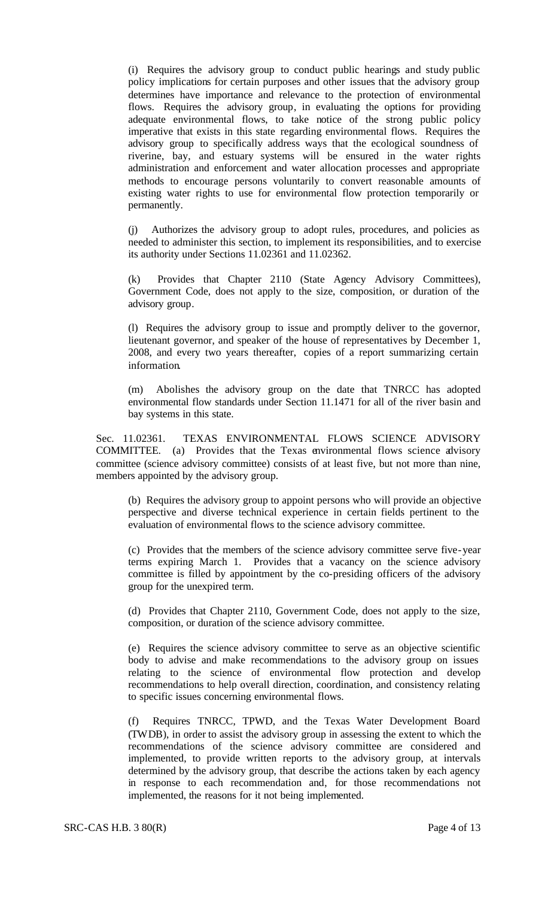(i) Requires the advisory group to conduct public hearings and study public policy implications for certain purposes and other issues that the advisory group determines have importance and relevance to the protection of environmental flows. Requires the advisory group, in evaluating the options for providing adequate environmental flows, to take notice of the strong public policy imperative that exists in this state regarding environmental flows. Requires the advisory group to specifically address ways that the ecological soundness of riverine, bay, and estuary systems will be ensured in the water rights administration and enforcement and water allocation processes and appropriate methods to encourage persons voluntarily to convert reasonable amounts of existing water rights to use for environmental flow protection temporarily or permanently.

(j) Authorizes the advisory group to adopt rules, procedures, and policies as needed to administer this section, to implement its responsibilities, and to exercise its authority under Sections 11.02361 and 11.02362.

(k) Provides that Chapter 2110 (State Agency Advisory Committees), Government Code, does not apply to the size, composition, or duration of the advisory group.

(l) Requires the advisory group to issue and promptly deliver to the governor, lieutenant governor, and speaker of the house of representatives by December 1, 2008, and every two years thereafter, copies of a report summarizing certain information.

(m) Abolishes the advisory group on the date that TNRCC has adopted environmental flow standards under Section 11.1471 for all of the river basin and bay systems in this state.

Sec. 11.02361. TEXAS ENVIRONMENTAL FLOWS SCIENCE ADVISORY COMMITTEE. (a) Provides that the Texas environmental flows science advisory committee (science advisory committee) consists of at least five, but not more than nine, members appointed by the advisory group.

(b) Requires the advisory group to appoint persons who will provide an objective perspective and diverse technical experience in certain fields pertinent to the evaluation of environmental flows to the science advisory committee.

(c) Provides that the members of the science advisory committee serve five-year terms expiring March 1. Provides that a vacancy on the science advisory committee is filled by appointment by the co-presiding officers of the advisory group for the unexpired term.

(d) Provides that Chapter 2110, Government Code, does not apply to the size, composition, or duration of the science advisory committee.

(e) Requires the science advisory committee to serve as an objective scientific body to advise and make recommendations to the advisory group on issues relating to the science of environmental flow protection and develop recommendations to help overall direction, coordination, and consistency relating to specific issues concerning environmental flows.

(f) Requires TNRCC, TPWD, and the Texas Water Development Board (TWDB), in order to assist the advisory group in assessing the extent to which the recommendations of the science advisory committee are considered and implemented, to provide written reports to the advisory group, at intervals determined by the advisory group, that describe the actions taken by each agency in response to each recommendation and, for those recommendations not implemented, the reasons for it not being implemented.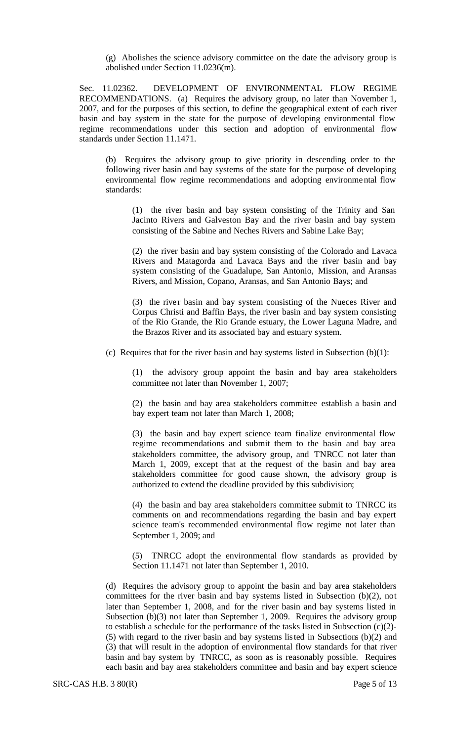(g) Abolishes the science advisory committee on the date the advisory group is abolished under Section 11.0236(m).

Sec. 11.02362. DEVELOPMENT OF ENVIRONMENTAL FLOW REGIME RECOMMENDATIONS. (a) Requires the advisory group, no later than November 1, 2007, and for the purposes of this section, to define the geographical extent of each river basin and bay system in the state for the purpose of developing environmental flow regime recommendations under this section and adoption of environmental flow standards under Section 11.1471.

(b) Requires the advisory group to give priority in descending order to the following river basin and bay systems of the state for the purpose of developing environmental flow regime recommendations and adopting environmental flow standards:

(1) the river basin and bay system consisting of the Trinity and San Jacinto Rivers and Galveston Bay and the river basin and bay system consisting of the Sabine and Neches Rivers and Sabine Lake Bay;

(2) the river basin and bay system consisting of the Colorado and Lavaca Rivers and Matagorda and Lavaca Bays and the river basin and bay system consisting of the Guadalupe, San Antonio, Mission, and Aransas Rivers, and Mission, Copano, Aransas, and San Antonio Bays; and

(3) the river basin and bay system consisting of the Nueces River and Corpus Christi and Baffin Bays, the river basin and bay system consisting of the Rio Grande, the Rio Grande estuary, the Lower Laguna Madre, and the Brazos River and its associated bay and estuary system.

(c) Requires that for the river basin and bay systems listed in Subsection (b)(1):

(1) the advisory group appoint the basin and bay area stakeholders committee not later than November 1, 2007;

(2) the basin and bay area stakeholders committee establish a basin and bay expert team not later than March 1, 2008;

(3) the basin and bay expert science team finalize environmental flow regime recommendations and submit them to the basin and bay area stakeholders committee, the advisory group, and TNRCC not later than March 1, 2009, except that at the request of the basin and bay area stakeholders committee for good cause shown, the advisory group is authorized to extend the deadline provided by this subdivision;

(4) the basin and bay area stakeholders committee submit to TNRCC its comments on and recommendations regarding the basin and bay expert science team's recommended environmental flow regime not later than September 1, 2009; and

(5) TNRCC adopt the environmental flow standards as provided by Section 11.1471 not later than September 1, 2010.

(d) Requires the advisory group to appoint the basin and bay area stakeholders committees for the river basin and bay systems listed in Subsection (b)(2), not later than September 1, 2008, and for the river basin and bay systems listed in Subsection (b)(3) not later than September 1, 2009. Requires the advisory group to establish a schedule for the performance of the tasks listed in Subsection (c)(2)-(5) with regard to the river basin and bay systems listed in Subsections (b)(2) and (3) that will result in the adoption of environmental flow standards for that river basin and bay system by TNRCC, as soon as is reasonably possible. Requires each basin and bay area stakeholders committee and basin and bay expert science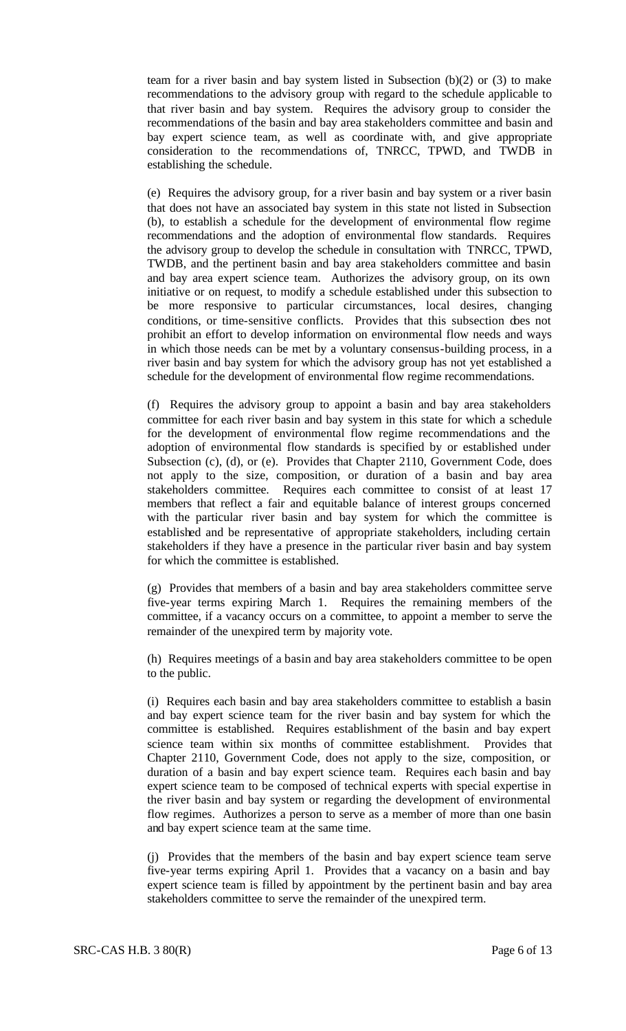team for a river basin and bay system listed in Subsection (b)(2) or (3) to make recommendations to the advisory group with regard to the schedule applicable to that river basin and bay system. Requires the advisory group to consider the recommendations of the basin and bay area stakeholders committee and basin and bay expert science team, as well as coordinate with, and give appropriate consideration to the recommendations of, TNRCC, TPWD, and TWDB in establishing the schedule.

(e) Requires the advisory group, for a river basin and bay system or a river basin that does not have an associated bay system in this state not listed in Subsection (b), to establish a schedule for the development of environmental flow regime recommendations and the adoption of environmental flow standards. Requires the advisory group to develop the schedule in consultation with TNRCC, TPWD, TWDB, and the pertinent basin and bay area stakeholders committee and basin and bay area expert science team. Authorizes the advisory group, on its own initiative or on request, to modify a schedule established under this subsection to be more responsive to particular circumstances, local desires, changing conditions, or time-sensitive conflicts. Provides that this subsection does not prohibit an effort to develop information on environmental flow needs and ways in which those needs can be met by a voluntary consensus-building process, in a river basin and bay system for which the advisory group has not yet established a schedule for the development of environmental flow regime recommendations.

(f) Requires the advisory group to appoint a basin and bay area stakeholders committee for each river basin and bay system in this state for which a schedule for the development of environmental flow regime recommendations and the adoption of environmental flow standards is specified by or established under Subsection (c), (d), or (e). Provides that Chapter 2110, Government Code, does not apply to the size, composition, or duration of a basin and bay area stakeholders committee. Requires each committee to consist of at least 17 members that reflect a fair and equitable balance of interest groups concerned with the particular river basin and bay system for which the committee is established and be representative of appropriate stakeholders, including certain stakeholders if they have a presence in the particular river basin and bay system for which the committee is established.

(g) Provides that members of a basin and bay area stakeholders committee serve five-year terms expiring March 1. Requires the remaining members of the committee, if a vacancy occurs on a committee, to appoint a member to serve the remainder of the unexpired term by majority vote.

(h) Requires meetings of a basin and bay area stakeholders committee to be open to the public.

(i) Requires each basin and bay area stakeholders committee to establish a basin and bay expert science team for the river basin and bay system for which the committee is established. Requires establishment of the basin and bay expert science team within six months of committee establishment. Provides that Chapter 2110, Government Code, does not apply to the size, composition, or duration of a basin and bay expert science team. Requires each basin and bay expert science team to be composed of technical experts with special expertise in the river basin and bay system or regarding the development of environmental flow regimes. Authorizes a person to serve as a member of more than one basin and bay expert science team at the same time.

(j) Provides that the members of the basin and bay expert science team serve five-year terms expiring April 1. Provides that a vacancy on a basin and bay expert science team is filled by appointment by the pertinent basin and bay area stakeholders committee to serve the remainder of the unexpired term.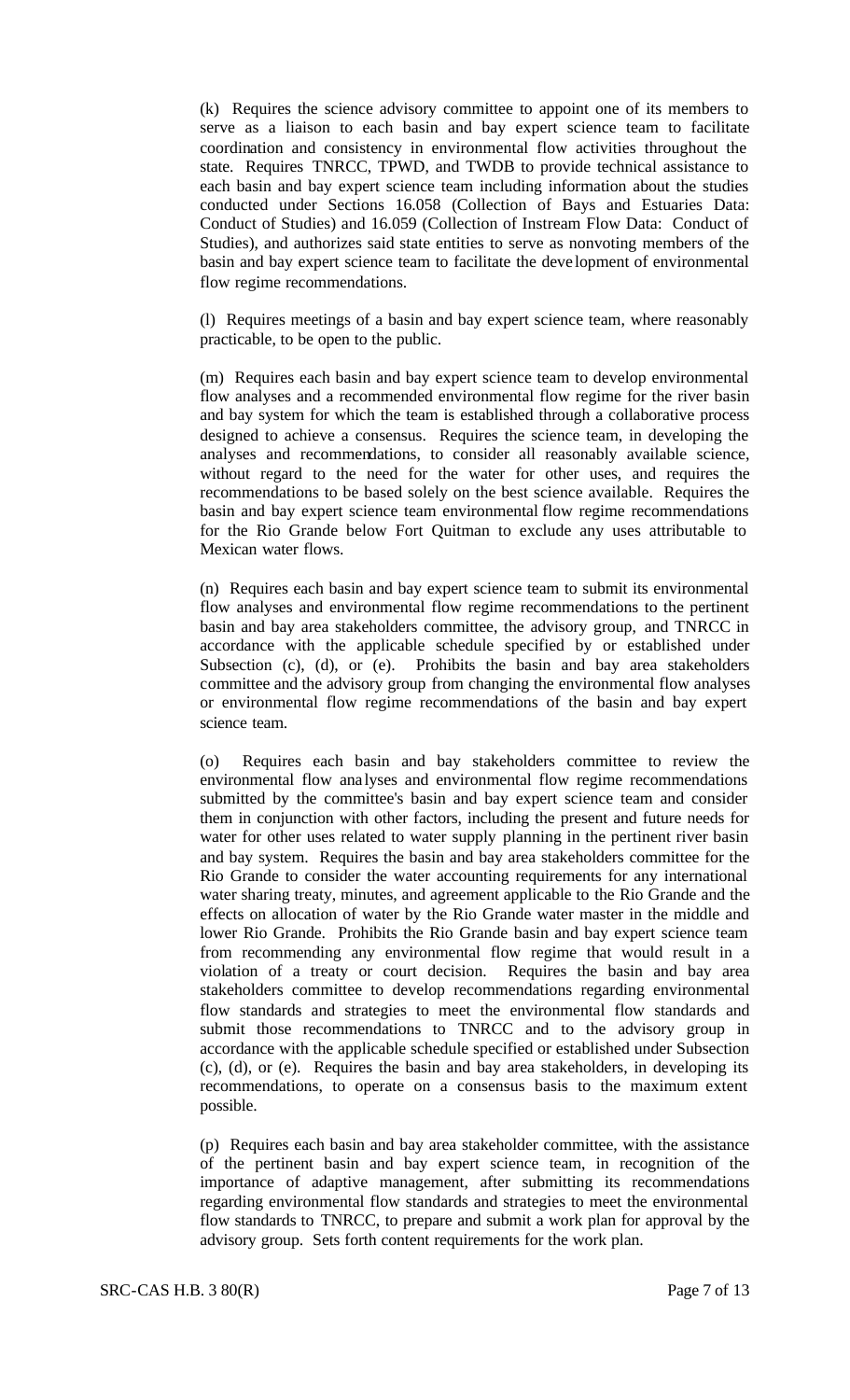(k) Requires the science advisory committee to appoint one of its members to serve as a liaison to each basin and bay expert science team to facilitate coordination and consistency in environmental flow activities throughout the state. Requires TNRCC, TPWD, and TWDB to provide technical assistance to each basin and bay expert science team including information about the studies conducted under Sections 16.058 (Collection of Bays and Estuaries Data: Conduct of Studies) and 16.059 (Collection of Instream Flow Data: Conduct of Studies), and authorizes said state entities to serve as nonvoting members of the basin and bay expert science team to facilitate the development of environmental flow regime recommendations.

(l) Requires meetings of a basin and bay expert science team, where reasonably practicable, to be open to the public.

(m) Requires each basin and bay expert science team to develop environmental flow analyses and a recommended environmental flow regime for the river basin and bay system for which the team is established through a collaborative process designed to achieve a consensus. Requires the science team, in developing the analyses and recommendations, to consider all reasonably available science, without regard to the need for the water for other uses, and requires the recommendations to be based solely on the best science available. Requires the basin and bay expert science team environmental flow regime recommendations for the Rio Grande below Fort Quitman to exclude any uses attributable to Mexican water flows.

(n) Requires each basin and bay expert science team to submit its environmental flow analyses and environmental flow regime recommendations to the pertinent basin and bay area stakeholders committee, the advisory group, and TNRCC in accordance with the applicable schedule specified by or established under Subsection (c), (d), or (e). Prohibits the basin and bay area stakeholders committee and the advisory group from changing the environmental flow analyses or environmental flow regime recommendations of the basin and bay expert science team.

(o) Requires each basin and bay stakeholders committee to review the environmental flow analyses and environmental flow regime recommendations submitted by the committee's basin and bay expert science team and consider them in conjunction with other factors, including the present and future needs for water for other uses related to water supply planning in the pertinent river basin and bay system. Requires the basin and bay area stakeholders committee for the Rio Grande to consider the water accounting requirements for any international water sharing treaty, minutes, and agreement applicable to the Rio Grande and the effects on allocation of water by the Rio Grande water master in the middle and lower Rio Grande. Prohibits the Rio Grande basin and bay expert science team from recommending any environmental flow regime that would result in a violation of a treaty or court decision. Requires the basin and bay area stakeholders committee to develop recommendations regarding environmental flow standards and strategies to meet the environmental flow standards and submit those recommendations to TNRCC and to the advisory group in accordance with the applicable schedule specified or established under Subsection (c), (d), or (e). Requires the basin and bay area stakeholders, in developing its recommendations, to operate on a consensus basis to the maximum extent possible.

(p) Requires each basin and bay area stakeholder committee, with the assistance of the pertinent basin and bay expert science team, in recognition of the importance of adaptive management, after submitting its recommendations regarding environmental flow standards and strategies to meet the environmental flow standards to TNRCC, to prepare and submit a work plan for approval by the advisory group. Sets forth content requirements for the work plan.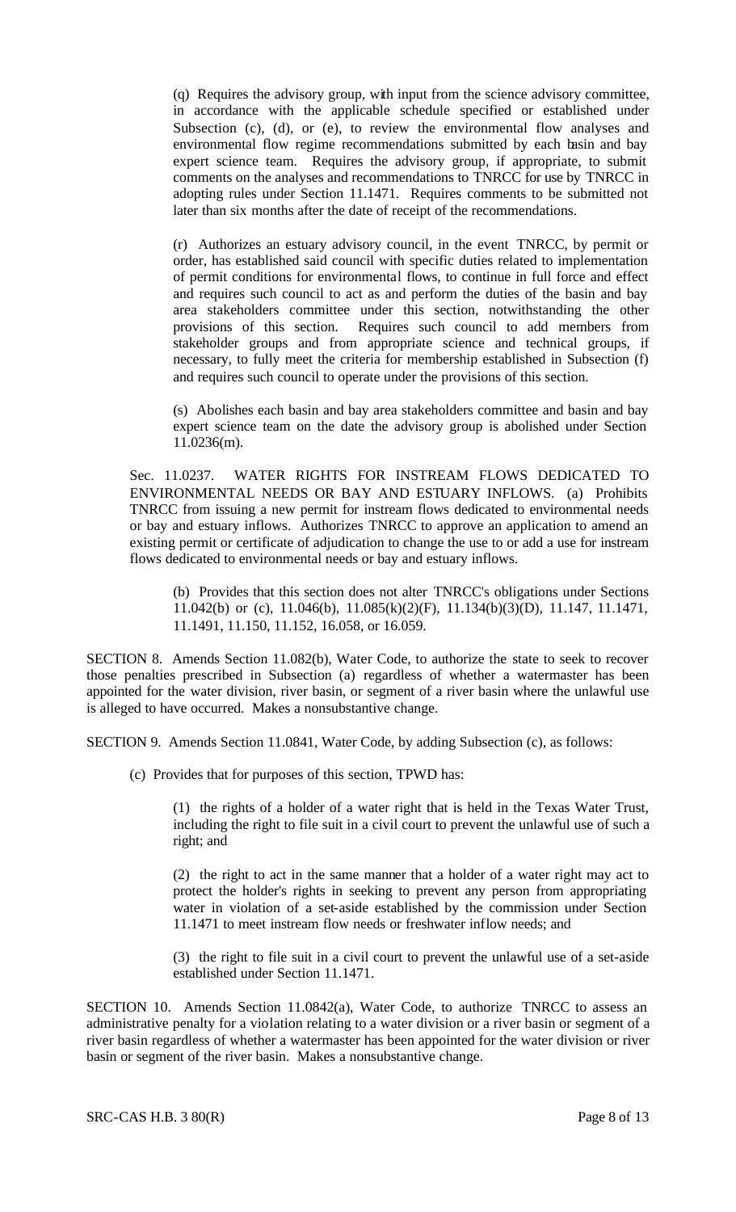(q) Requires the advisory group, with input from the science advisory committee, in accordance with the applicable schedule specified or established under Subsection (c), (d), or (e), to review the environmental flow analyses and environmental flow regime recommendations submitted by each basin and bay expert science team. Requires the advisory group, if appropriate, to submit comments on the analyses and recommendations to TNRCC for use by TNRCC in adopting rules under Section 11.1471. Requires comments to be submitted not later than six months after the date of receipt of the recommendations.

(r) Authorizes an estuary advisory council, in the event TNRCC, by permit or order, has established said council with specific duties related to implementation of permit conditions for environmental flows, to continue in full force and effect and requires such council to act as and perform the duties of the basin and bay area stakeholders committee under this section, notwithstanding the other provisions of this section. Requires such council to add members from stakeholder groups and from appropriate science and technical groups, if necessary, to fully meet the criteria for membership established in Subsection (f) and requires such council to operate under the provisions of this section.

(s) Abolishes each basin and bay area stakeholders committee and basin and bay expert science team on the date the advisory group is abolished under Section 11.0236(m).

Sec. 11.0237. WATER RIGHTS FOR INSTREAM FLOWS DEDICATED TO ENVIRONMENTAL NEEDS OR BAY AND ESTUARY INFLOWS. (a) Prohibits TNRCC from issuing a new permit for instream flows dedicated to environmental needs or bay and estuary inflows. Authorizes TNRCC to approve an application to amend an existing permit or certificate of adjudication to change the use to or add a use for instream flows dedicated to environmental needs or bay and estuary inflows.

(b) Provides that this section does not alter TNRCC's obligations under Sections 11.042(b) or (c), 11.046(b), 11.085(k)(2)(F), 11.134(b)(3)(D), 11.147, 11.1471, 11.1491, 11.150, 11.152, 16.058, or 16.059.

SECTION 8. Amends Section 11.082(b), Water Code, to authorize the state to seek to recover those penalties prescribed in Subsection (a) regardless of whether a watermaster has been appointed for the water division, river basin, or segment of a river basin where the unlawful use is alleged to have occurred. Makes a nonsubstantive change.

SECTION 9. Amends Section 11.0841, Water Code, by adding Subsection (c), as follows:

(c) Provides that for purposes of this section, TPWD has:

(1) the rights of a holder of a water right that is held in the Texas Water Trust, including the right to file suit in a civil court to prevent the unlawful use of such a right; and

(2) the right to act in the same manner that a holder of a water right may act to protect the holder's rights in seeking to prevent any person from appropriating water in violation of a set-aside established by the commission under Section 11.1471 to meet instream flow needs or freshwater inflow needs; and

(3) the right to file suit in a civil court to prevent the unlawful use of a set-aside established under Section 11.1471.

SECTION 10. Amends Section 11.0842(a), Water Code, to authorize TNRCC to assess an administrative penalty for a violation relating to a water division or a river basin or segment of a river basin regardless of whether a watermaster has been appointed for the water division or river basin or segment of the river basin. Makes a nonsubstantive change.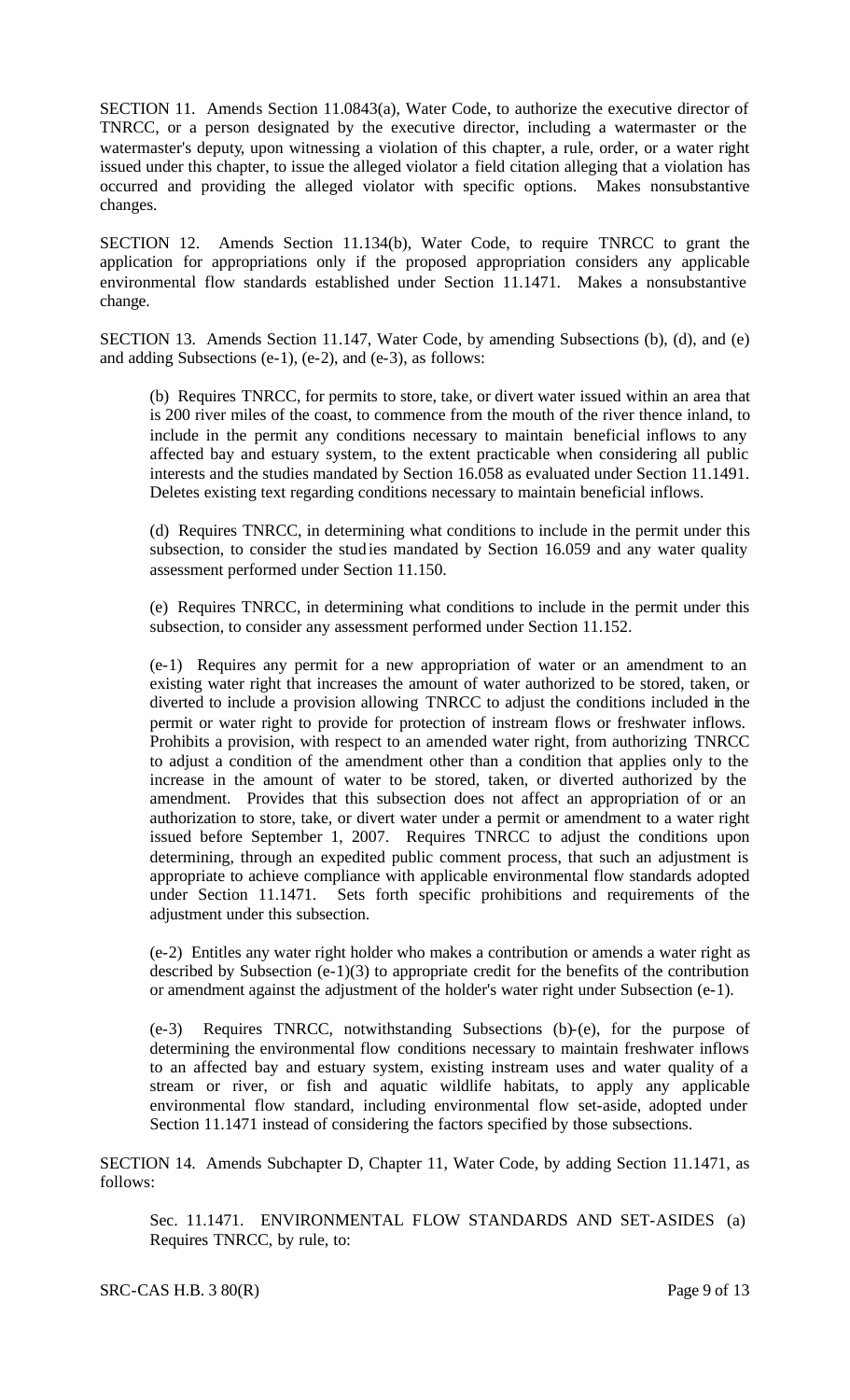SECTION 11. Amends Section 11.0843(a), Water Code, to authorize the executive director of TNRCC, or a person designated by the executive director, including a watermaster or the watermaster's deputy, upon witnessing a violation of this chapter, a rule, order, or a water right issued under this chapter, to issue the alleged violator a field citation alleging that a violation has occurred and providing the alleged violator with specific options. Makes nonsubstantive changes.

SECTION 12. Amends Section 11.134(b), Water Code, to require TNRCC to grant the application for appropriations only if the proposed appropriation considers any applicable environmental flow standards established under Section 11.1471. Makes a nonsubstantive change.

SECTION 13. Amends Section 11.147, Water Code, by amending Subsections (b), (d), and (e) and adding Subsections (e-1), (e-2), and (e-3), as follows:

(b) Requires TNRCC, for permits to store, take, or divert water issued within an area that is 200 river miles of the coast, to commence from the mouth of the river thence inland, to include in the permit any conditions necessary to maintain beneficial inflows to any affected bay and estuary system, to the extent practicable when considering all public interests and the studies mandated by Section 16.058 as evaluated under Section 11.1491. Deletes existing text regarding conditions necessary to maintain beneficial inflows.

(d) Requires TNRCC, in determining what conditions to include in the permit under this subsection, to consider the studies mandated by Section 16.059 and any water quality assessment performed under Section 11.150.

(e) Requires TNRCC, in determining what conditions to include in the permit under this subsection, to consider any assessment performed under Section 11.152.

(e-1) Requires any permit for a new appropriation of water or an amendment to an existing water right that increases the amount of water authorized to be stored, taken, or diverted to include a provision allowing TNRCC to adjust the conditions included in the permit or water right to provide for protection of instream flows or freshwater inflows. Prohibits a provision, with respect to an amended water right, from authorizing TNRCC to adjust a condition of the amendment other than a condition that applies only to the increase in the amount of water to be stored, taken, or diverted authorized by the amendment. Provides that this subsection does not affect an appropriation of or an authorization to store, take, or divert water under a permit or amendment to a water right issued before September 1, 2007. Requires TNRCC to adjust the conditions upon determining, through an expedited public comment process, that such an adjustment is appropriate to achieve compliance with applicable environmental flow standards adopted under Section 11.1471. Sets forth specific prohibitions and requirements of the adjustment under this subsection.

(e-2) Entitles any water right holder who makes a contribution or amends a water right as described by Subsection (e-1)(3) to appropriate credit for the benefits of the contribution or amendment against the adjustment of the holder's water right under Subsection (e-1).

(e-3) Requires TNRCC, notwithstanding Subsections (b)-(e), for the purpose of determining the environmental flow conditions necessary to maintain freshwater inflows to an affected bay and estuary system, existing instream uses and water quality of a stream or river, or fish and aquatic wildlife habitats, to apply any applicable environmental flow standard, including environmental flow set-aside, adopted under Section 11.1471 instead of considering the factors specified by those subsections.

SECTION 14. Amends Subchapter D, Chapter 11, Water Code, by adding Section 11.1471, as follows:

Sec. 11.1471. ENVIRONMENTAL FLOW STANDARDS AND SET-ASIDES (a) Requires TNRCC, by rule, to: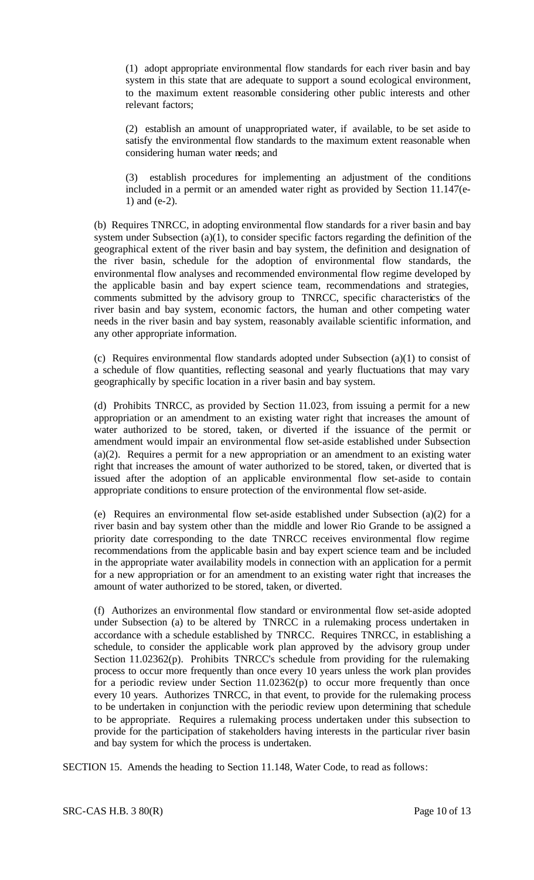(1) adopt appropriate environmental flow standards for each river basin and bay system in this state that are adequate to support a sound ecological environment, to the maximum extent reasonable considering other public interests and other relevant factors;

(2) establish an amount of unappropriated water, if available, to be set aside to satisfy the environmental flow standards to the maximum extent reasonable when considering human water needs; and

(3) establish procedures for implementing an adjustment of the conditions included in a permit or an amended water right as provided by Section 11.147(e-1) and (e-2).

(b) Requires TNRCC, in adopting environmental flow standards for a river basin and bay system under Subsection (a)(1), to consider specific factors regarding the definition of the geographical extent of the river basin and bay system, the definition and designation of the river basin, schedule for the adoption of environmental flow standards, the environmental flow analyses and recommended environmental flow regime developed by the applicable basin and bay expert science team, recommendations and strategies, comments submitted by the advisory group to TNRCC, specific characteristics of the river basin and bay system, economic factors, the human and other competing water needs in the river basin and bay system, reasonably available scientific information, and any other appropriate information.

(c) Requires environmental flow standards adopted under Subsection (a)(1) to consist of a schedule of flow quantities, reflecting seasonal and yearly fluctuations that may vary geographically by specific location in a river basin and bay system.

(d) Prohibits TNRCC, as provided by Section 11.023, from issuing a permit for a new appropriation or an amendment to an existing water right that increases the amount of water authorized to be stored, taken, or diverted if the issuance of the permit or amendment would impair an environmental flow set-aside established under Subsection (a)(2). Requires a permit for a new appropriation or an amendment to an existing water right that increases the amount of water authorized to be stored, taken, or diverted that is issued after the adoption of an applicable environmental flow set-aside to contain appropriate conditions to ensure protection of the environmental flow set-aside.

(e) Requires an environmental flow set-aside established under Subsection (a)(2) for a river basin and bay system other than the middle and lower Rio Grande to be assigned a priority date corresponding to the date TNRCC receives environmental flow regime recommendations from the applicable basin and bay expert science team and be included in the appropriate water availability models in connection with an application for a permit for a new appropriation or for an amendment to an existing water right that increases the amount of water authorized to be stored, taken, or diverted.

(f) Authorizes an environmental flow standard or environmental flow set-aside adopted under Subsection (a) to be altered by TNRCC in a rulemaking process undertaken in accordance with a schedule established by TNRCC. Requires TNRCC, in establishing a schedule, to consider the applicable work plan approved by the advisory group under Section 11.02362(p). Prohibits TNRCC's schedule from providing for the rulemaking process to occur more frequently than once every 10 years unless the work plan provides for a periodic review under Section 11.02362(p) to occur more frequently than once every 10 years. Authorizes TNRCC, in that event, to provide for the rulemaking process to be undertaken in conjunction with the periodic review upon determining that schedule to be appropriate. Requires a rulemaking process undertaken under this subsection to provide for the participation of stakeholders having interests in the particular river basin and bay system for which the process is undertaken.

SECTION 15. Amends the heading to Section 11.148, Water Code, to read as follows: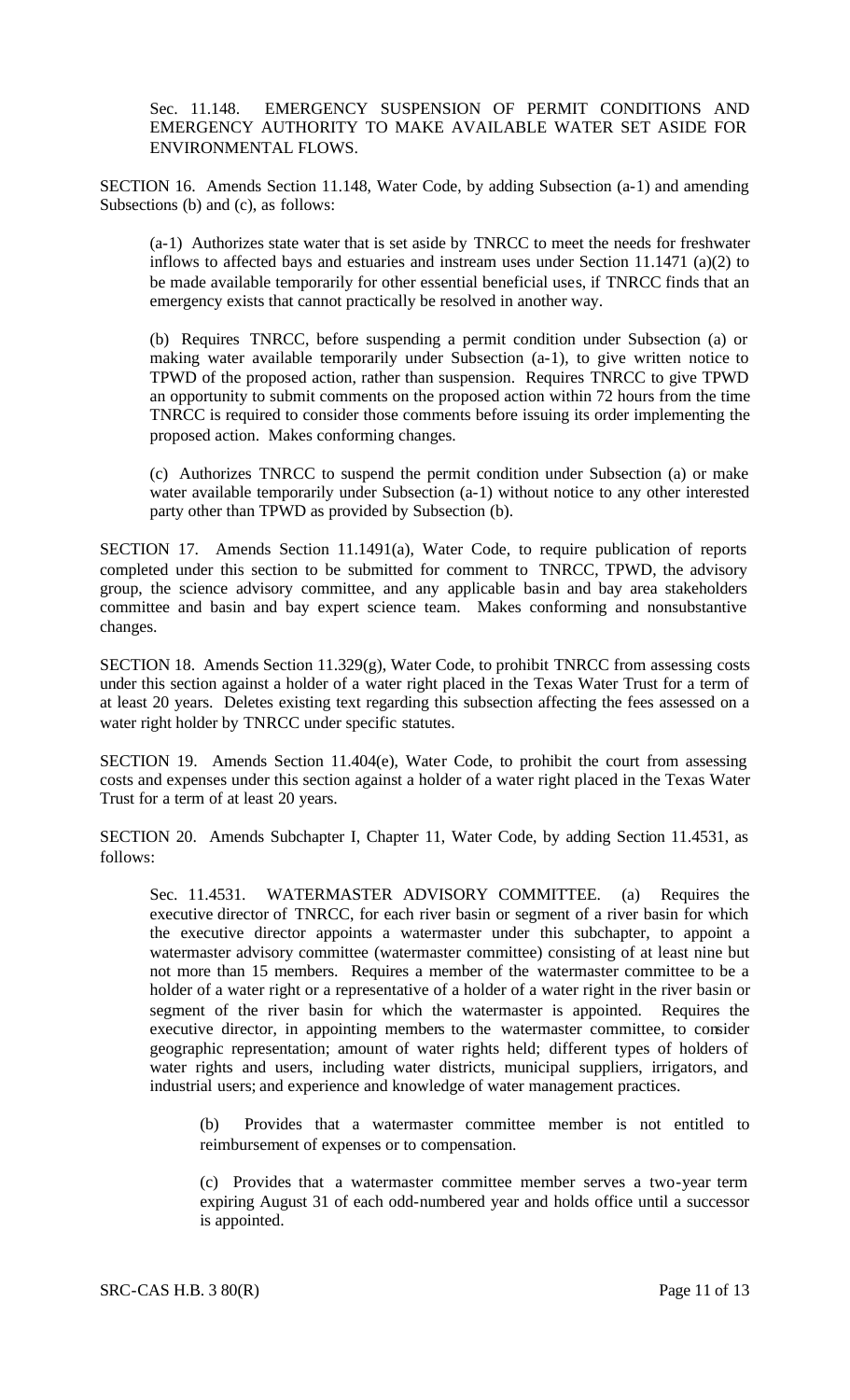Sec. 11.148. EMERGENCY SUSPENSION OF PERMIT CONDITIONS AND EMERGENCY AUTHORITY TO MAKE AVAILABLE WATER SET ASIDE FOR ENVIRONMENTAL FLOWS.

SECTION 16. Amends Section 11.148, Water Code, by adding Subsection (a-1) and amending Subsections (b) and (c), as follows:

(a-1) Authorizes state water that is set aside by TNRCC to meet the needs for freshwater inflows to affected bays and estuaries and instream uses under Section 11.1471 (a)(2) to be made available temporarily for other essential beneficial uses, if TNRCC finds that an emergency exists that cannot practically be resolved in another way.

(b) Requires TNRCC, before suspending a permit condition under Subsection (a) or making water available temporarily under Subsection (a-1), to give written notice to TPWD of the proposed action, rather than suspension. Requires TNRCC to give TPWD an opportunity to submit comments on the proposed action within 72 hours from the time TNRCC is required to consider those comments before issuing its order implementing the proposed action. Makes conforming changes.

(c) Authorizes TNRCC to suspend the permit condition under Subsection (a) or make water available temporarily under Subsection (a-1) without notice to any other interested party other than TPWD as provided by Subsection (b).

SECTION 17. Amends Section 11.1491(a), Water Code, to require publication of reports completed under this section to be submitted for comment to TNRCC, TPWD, the advisory group, the science advisory committee, and any applicable basin and bay area stakeholders committee and basin and bay expert science team. Makes conforming and nonsubstantive changes.

SECTION 18. Amends Section 11.329(g), Water Code, to prohibit TNRCC from assessing costs under this section against a holder of a water right placed in the Texas Water Trust for a term of at least 20 years. Deletes existing text regarding this subsection affecting the fees assessed on a water right holder by TNRCC under specific statutes.

SECTION 19. Amends Section 11.404(e), Water Code, to prohibit the court from assessing costs and expenses under this section against a holder of a water right placed in the Texas Water Trust for a term of at least 20 years.

SECTION 20. Amends Subchapter I, Chapter 11, Water Code, by adding Section 11.4531, as follows:

Sec. 11.4531. WATERMASTER ADVISORY COMMITTEE. (a) Requires the executive director of TNRCC, for each river basin or segment of a river basin for which the executive director appoints a watermaster under this subchapter, to appoint a watermaster advisory committee (watermaster committee) consisting of at least nine but not more than 15 members. Requires a member of the watermaster committee to be a holder of a water right or a representative of a holder of a water right in the river basin or segment of the river basin for which the watermaster is appointed. Requires the executive director, in appointing members to the watermaster committee, to consider geographic representation; amount of water rights held; different types of holders of water rights and users, including water districts, municipal suppliers, irrigators, and industrial users; and experience and knowledge of water management practices.

(b) Provides that a watermaster committee member is not entitled to reimbursement of expenses or to compensation.

(c) Provides that a watermaster committee member serves a two-year term expiring August 31 of each odd-numbered year and holds office until a successor is appointed.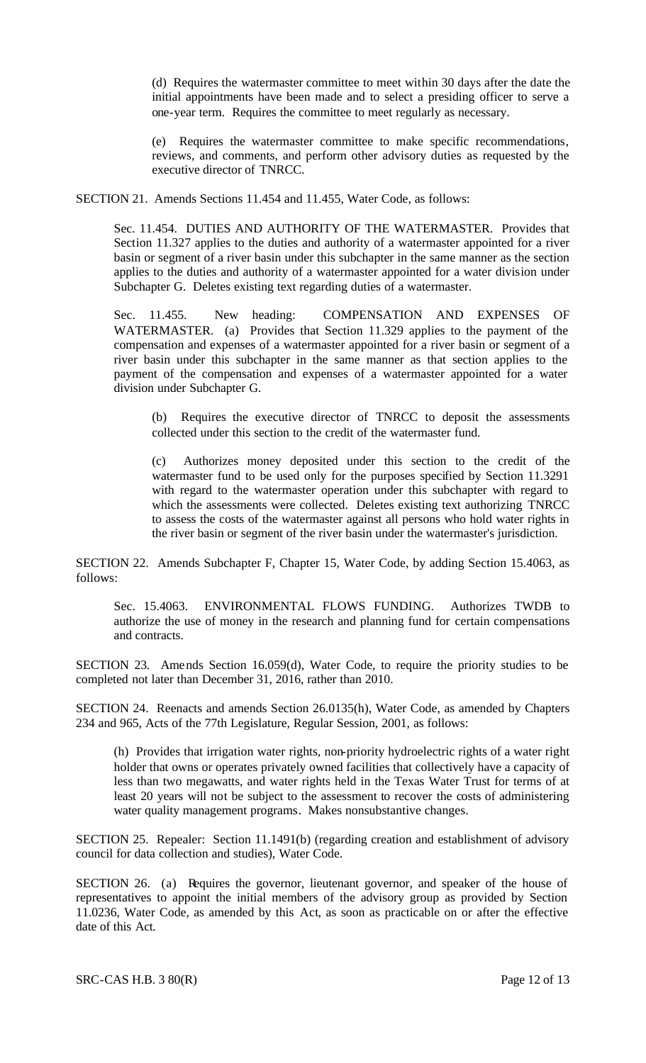(d) Requires the watermaster committee to meet within 30 days after the date the initial appointments have been made and to select a presiding officer to serve a one-year term. Requires the committee to meet regularly as necessary.

(e) Requires the watermaster committee to make specific recommendations, reviews, and comments, and perform other advisory duties as requested by the executive director of TNRCC.

SECTION 21. Amends Sections 11.454 and 11.455, Water Code, as follows:

Sec. 11.454. DUTIES AND AUTHORITY OF THE WATERMASTER. Provides that Section 11.327 applies to the duties and authority of a watermaster appointed for a river basin or segment of a river basin under this subchapter in the same manner as the section applies to the duties and authority of a watermaster appointed for a water division under Subchapter G. Deletes existing text regarding duties of a watermaster.

Sec. 11.455. New heading: COMPENSATION AND EXPENSES OF WATERMASTER. (a) Provides that Section 11.329 applies to the payment of the compensation and expenses of a watermaster appointed for a river basin or segment of a river basin under this subchapter in the same manner as that section applies to the payment of the compensation and expenses of a watermaster appointed for a water division under Subchapter G.

(b) Requires the executive director of TNRCC to deposit the assessments collected under this section to the credit of the watermaster fund.

(c) Authorizes money deposited under this section to the credit of the watermaster fund to be used only for the purposes specified by Section 11.3291 with regard to the watermaster operation under this subchapter with regard to which the assessments were collected. Deletes existing text authorizing TNRCC to assess the costs of the watermaster against all persons who hold water rights in the river basin or segment of the river basin under the watermaster's jurisdiction.

SECTION 22. Amends Subchapter F, Chapter 15, Water Code, by adding Section 15.4063, as follows:

Sec. 15.4063. ENVIRONMENTAL FLOWS FUNDING. Authorizes TWDB to authorize the use of money in the research and planning fund for certain compensations and contracts.

SECTION 23. Amends Section 16.059(d), Water Code, to require the priority studies to be completed not later than December 31, 2016, rather than 2010.

SECTION 24. Reenacts and amends Section 26.0135(h), Water Code, as amended by Chapters 234 and 965, Acts of the 77th Legislature, Regular Session, 2001, as follows:

(h) Provides that irrigation water rights, non-priority hydroelectric rights of a water right holder that owns or operates privately owned facilities that collectively have a capacity of less than two megawatts, and water rights held in the Texas Water Trust for terms of at least 20 years will not be subject to the assessment to recover the costs of administering water quality management programs. Makes nonsubstantive changes.

SECTION 25. Repealer: Section 11.1491(b) (regarding creation and establishment of advisory council for data collection and studies), Water Code.

SECTION 26. (a) Requires the governor, lieutenant governor, and speaker of the house of representatives to appoint the initial members of the advisory group as provided by Section 11.0236, Water Code, as amended by this Act, as soon as practicable on or after the effective date of this Act.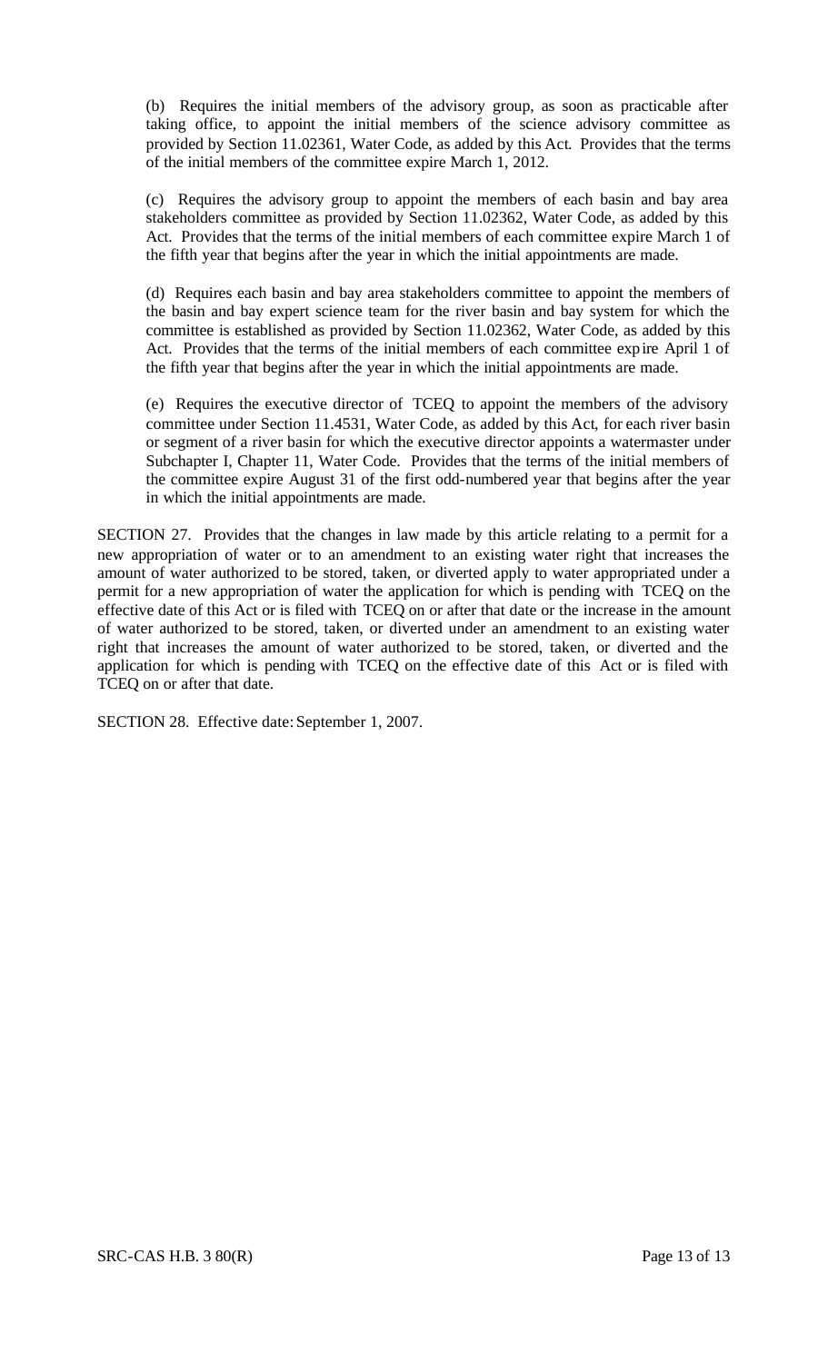(b) Requires the initial members of the advisory group, as soon as practicable after taking office, to appoint the initial members of the science advisory committee as provided by Section 11.02361, Water Code, as added by this Act. Provides that the terms of the initial members of the committee expire March 1, 2012.

(c) Requires the advisory group to appoint the members of each basin and bay area stakeholders committee as provided by Section 11.02362, Water Code, as added by this Act. Provides that the terms of the initial members of each committee expire March 1 of the fifth year that begins after the year in which the initial appointments are made.

(d) Requires each basin and bay area stakeholders committee to appoint the members of the basin and bay expert science team for the river basin and bay system for which the committee is established as provided by Section 11.02362, Water Code, as added by this Act. Provides that the terms of the initial members of each committee expire April 1 of the fifth year that begins after the year in which the initial appointments are made.

(e) Requires the executive director of TCEQ to appoint the members of the advisory committee under Section 11.4531, Water Code, as added by this Act, for each river basin or segment of a river basin for which the executive director appoints a watermaster under Subchapter I, Chapter 11, Water Code. Provides that the terms of the initial members of the committee expire August 31 of the first odd-numbered year that begins after the year in which the initial appointments are made.

SECTION 27. Provides that the changes in law made by this article relating to a permit for a new appropriation of water or to an amendment to an existing water right that increases the amount of water authorized to be stored, taken, or diverted apply to water appropriated under a permit for a new appropriation of water the application for which is pending with TCEQ on the effective date of this Act or is filed with TCEQ on or after that date or the increase in the amount of water authorized to be stored, taken, or diverted under an amendment to an existing water right that increases the amount of water authorized to be stored, taken, or diverted and the application for which is pending with TCEQ on the effective date of this Act or is filed with TCEQ on or after that date.

SECTION 28. Effective date: September 1, 2007.